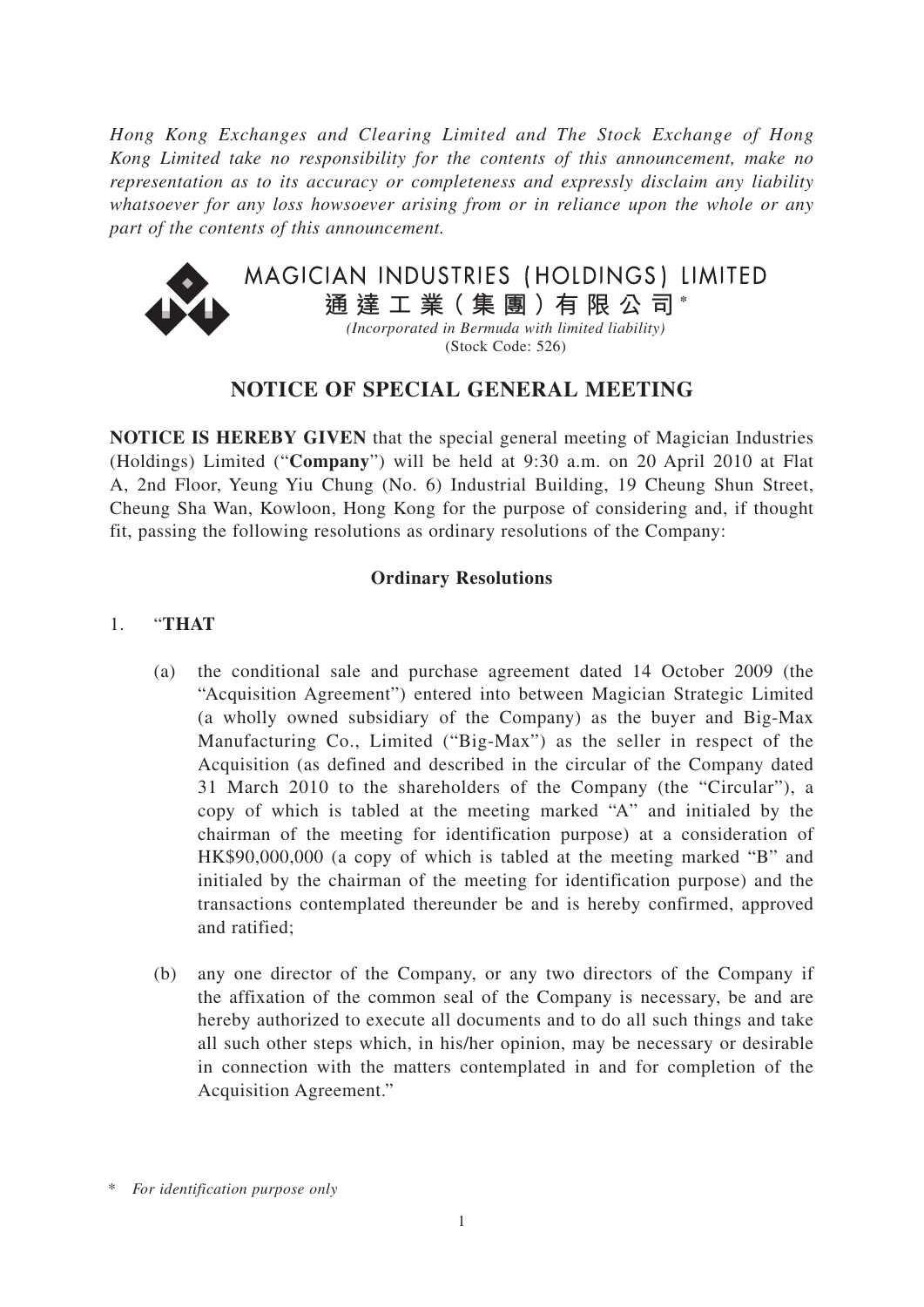*Hong Kong Exchanges and Clearing Limited and The Stock Exchange of Hong Kong Limited take no responsibility for the contents of this announcement, make no representation as to its accuracy or completeness and expressly disclaim any liability whatsoever for any loss howsoever arising from or in reliance upon the whole or any part of the contents of this announcement.*

MAGICIAN INDUSTRIES (HOLDINGS) LIMITED

**通達工業(集團)有限公司*** 

*(Incorporated in Bermuda with limited liability)*

(Stock Code: 526)

# NOTICE OF SPECIAL GENERAL MEETING

**NOTICE IS HEREBY GIVEN** that the special general meeting of Magician Industries (Holdings) Limited ("**Company**") will be held at 9:30 a.m. on 20 April 2010 at Flat A, 2nd Floor, Yeung Yiu Chung (No. 6) Industrial Building, 19 Cheung Shun Street, Cheung Sha Wan, Kowloon, Hong Kong for the purpose of considering and, if thought fit, passing the following resolutions as ordinary resolutions of the Company:

**Ordinary Resolutions**

1. "**THAT**

   (a) the conditional sale and purchase agreement dated 14 October 2009 (the "Acquisition Agreement") entered into between Magician Strategic Limited (a wholly owned subsidiary of the Company) as the buyer and Big-Max Manufacturing Co., Limited ("Big-Max") as the seller in respect of the Acquisition (as defined and described in the circular of the Company dated 31 March 2010 to the shareholders of the Company (the "Circular"), a copy of which is tabled at the meeting marked "A" and initialed by the chairman of the meeting for identification purpose) at a consideration of HK$90,000,000 (a copy of which is tabled at the meeting marked "B" and initialed by the chairman of the meeting for identification purpose) and the transactions contemplated thereunder be and is hereby confirmed, approved and ratified;

   (b) any one director of the Company, or any two directors of the Company if the affixation of the common seal of the Company is necessary, be and are hereby authorized to execute all documents and to do all such things and take all such other steps which, in his/her opinion, may be necessary or desirable in connection with the matters contemplated in and for completion of the Acquisition Agreement."

\* *For identification purpose only*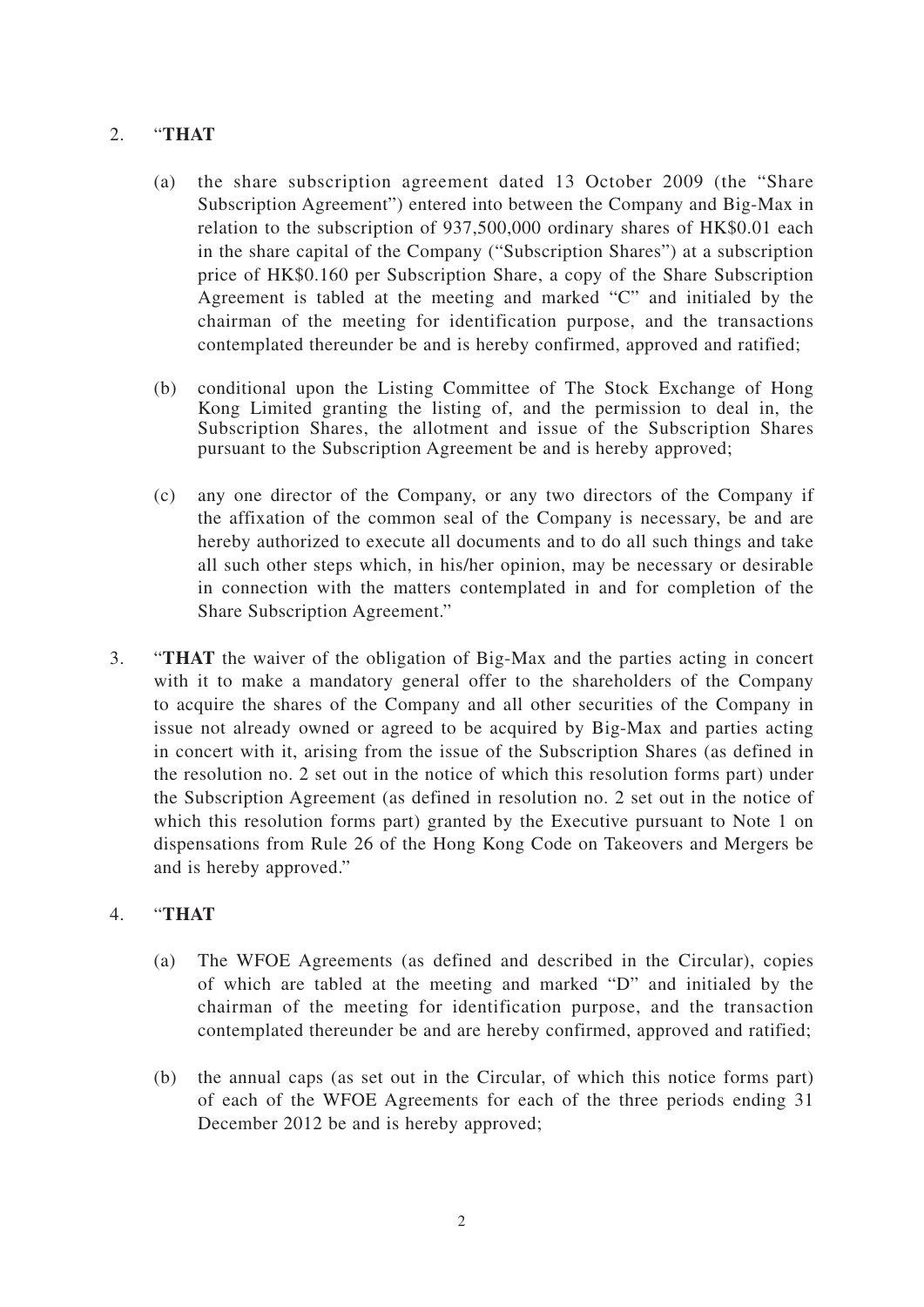2. "**THAT**

   (a) the share subscription agreement dated 13 October 2009 (the "Share Subscription Agreement") entered into between the Company and Big-Max in relation to the subscription of 937,500,000 ordinary shares of HK$0.01 each in the share capital of the Company ("Subscription Shares") at a subscription price of HK$0.160 per Subscription Share, a copy of the Share Subscription Agreement is tabled at the meeting and marked "C" and initialed by the chairman of the meeting for identification purpose, and the transactions contemplated thereunder be and is hereby confirmed, approved and ratified;

   (b) conditional upon the Listing Committee of The Stock Exchange of Hong Kong Limited granting the listing of, and the permission to deal in, the Subscription Shares, the allotment and issue of the Subscription Shares pursuant to the Subscription Agreement be and is hereby approved;

   (c) any one director of the Company, or any two directors of the Company if the affixation of the common seal of the Company is necessary, be and are hereby authorized to execute all documents and to do all such things and take all such other steps which, in his/her opinion, may be necessary or desirable in connection with the matters contemplated in and for completion of the Share Subscription Agreement."

3. "**THAT** the waiver of the obligation of Big-Max and the parties acting in concert with it to make a mandatory general offer to the shareholders of the Company to acquire the shares of the Company and all other securities of the Company in issue not already owned or agreed to be acquired by Big-Max and parties acting in concert with it, arising from the issue of the Subscription Shares (as defined in the resolution no. 2 set out in the notice of which this resolution forms part) under the Subscription Agreement (as defined in resolution no. 2 set out in the notice of which this resolution forms part) granted by the Executive pursuant to Note 1 on dispensations from Rule 26 of the Hong Kong Code on Takeovers and Mergers be and is hereby approved."

4. "**THAT**

   (a) The WFOE Agreements (as defined and described in the Circular), copies of which are tabled at the meeting and marked "D" and initialed by the chairman of the meeting for identification purpose, and the transaction contemplated thereunder be and are hereby confirmed, approved and ratified;

   (b) the annual caps (as set out in the Circular, of which this notice forms part) of each of the WFOE Agreements for each of the three periods ending 31 December 2012 be and is hereby approved;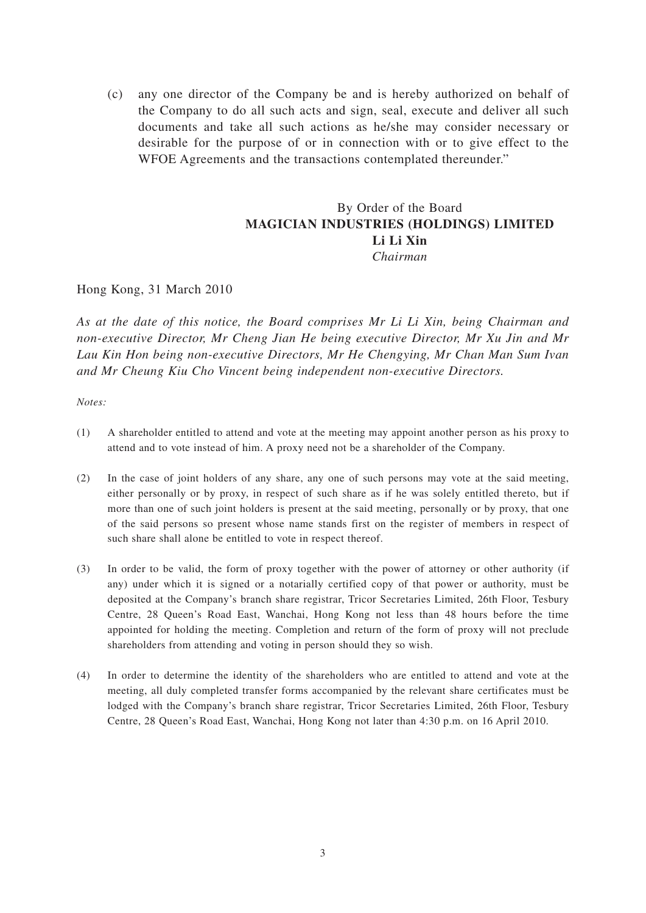(c) any one director of the Company be and is hereby authorized on behalf of the Company to do all such acts and sign, seal, execute and deliver all such documents and take all such actions as he/she may consider necessary or desirable for the purpose of or in connection with or to give effect to the WFOE Agreements and the transactions contemplated thereunder."

By Order of the Board
**MAGICIAN INDUSTRIES (HOLDINGS) LIMITED**
**Li Li Xin**
*Chairman*

Hong Kong, 31 March 2010

*As at the date of this notice, the Board comprises Mr Li Li Xin, being Chairman and non-executive Director, Mr Cheng Jian He being executive Director, Mr Xu Jin and Mr Lau Kin Hon being non-executive Directors, Mr He Chengying, Mr Chan Man Sum Ivan and Mr Cheung Kiu Cho Vincent being independent non-executive Directors.*

*Notes:*

(1) A shareholder entitled to attend and vote at the meeting may appoint another person as his proxy to attend and to vote instead of him. A proxy need not be a shareholder of the Company.

(2) In the case of joint holders of any share, any one of such persons may vote at the said meeting, either personally or by proxy, in respect of such share as if he was solely entitled thereto, but if more than one of such joint holders is present at the said meeting, personally or by proxy, that one of the said persons so present whose name stands first on the register of members in respect of such share shall alone be entitled to vote in respect thereof.

(3) In order to be valid, the form of proxy together with the power of attorney or other authority (if any) under which it is signed or a notarially certified copy of that power or authority, must be deposited at the Company's branch share registrar, Tricor Secretaries Limited, 26th Floor, Tesbury Centre, 28 Queen's Road East, Wanchai, Hong Kong not less than 48 hours before the time appointed for holding the meeting. Completion and return of the form of proxy will not preclude shareholders from attending and voting in person should they so wish.

(4) In order to determine the identity of the shareholders who are entitled to attend and vote at the meeting, all duly completed transfer forms accompanied by the relevant share certificates must be lodged with the Company's branch share registrar, Tricor Secretaries Limited, 26th Floor, Tesbury Centre, 28 Queen's Road East, Wanchai, Hong Kong not later than 4:30 p.m. on 16 April 2010.